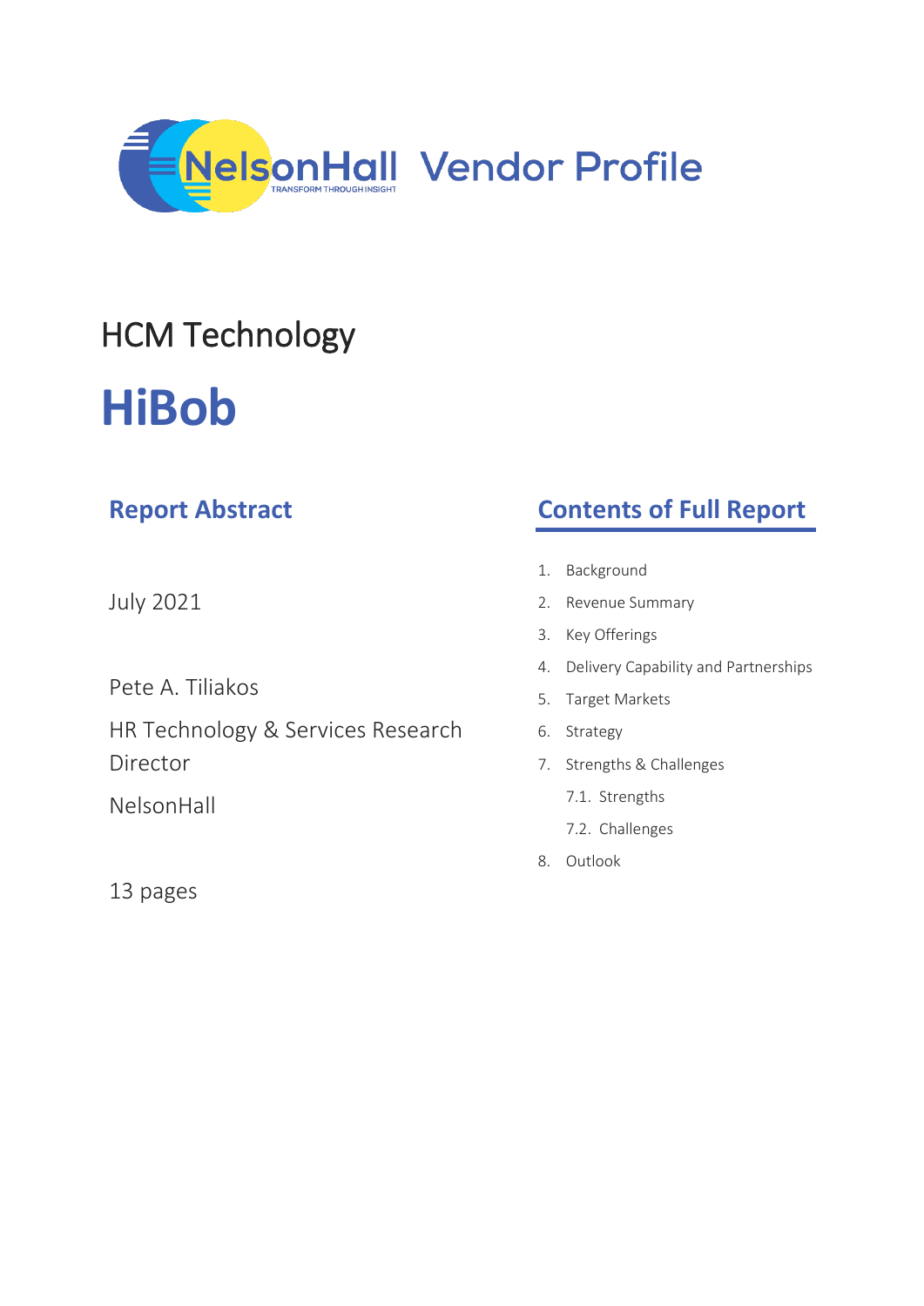NelsonHall Vendor Profile

# HCM Technology

# HiBob

## Report Abstract

July 2021

Pete A. Tiliakos

HR Technology & Services Research Director

NelsonHall

13 pages

## Contents of Full Report

1. Background
2. Revenue Summary
3. Key Offerings
4. Delivery Capability and Partnerships
5. Target Markets
6. Strategy
7. Strengths & Challenges
   - 7.1. Strengths
   - 7.2. Challenges
8. Outlook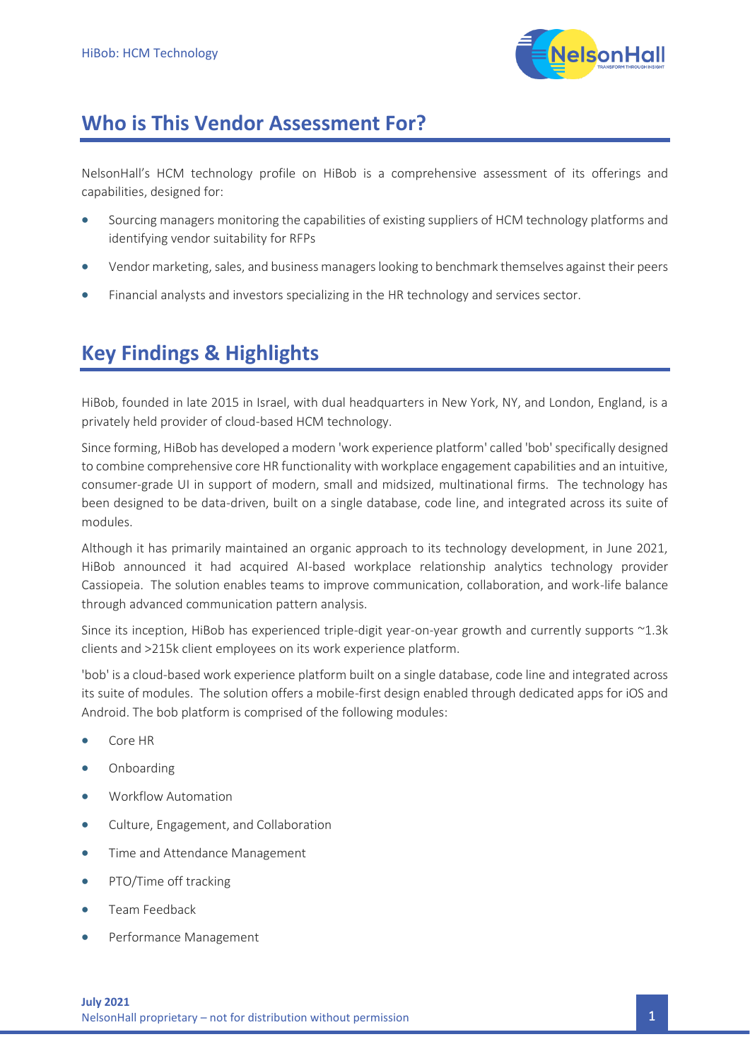## Who is This Vendor Assessment For?

NelsonHall's HCM technology profile on HiBob is a comprehensive assessment of its offerings and capabilities, designed for:

- Sourcing managers monitoring the capabilities of existing suppliers of HCM technology platforms and identifying vendor suitability for RFPs
- Vendor marketing, sales, and business managers looking to benchmark themselves against their peers
- Financial analysts and investors specializing in the HR technology and services sector.

## Key Findings & Highlights

HiBob, founded in late 2015 in Israel, with dual headquarters in New York, NY, and London, England, is a privately held provider of cloud-based HCM technology.

Since forming, HiBob has developed a modern 'work experience platform' called 'bob' specifically designed to combine comprehensive core HR functionality with workplace engagement capabilities and an intuitive, consumer-grade UI in support of modern, small and midsized, multinational firms. The technology has been designed to be data-driven, built on a single database, code line, and integrated across its suite of modules.

Although it has primarily maintained an organic approach to its technology development, in June 2021, HiBob announced it had acquired AI-based workplace relationship analytics technology provider Cassiopeia. The solution enables teams to improve communication, collaboration, and work-life balance through advanced communication pattern analysis.

Since its inception, HiBob has experienced triple-digit year-on-year growth and currently supports ~1.3k clients and >215k client employees on its work experience platform.

'bob' is a cloud-based work experience platform built on a single database, code line and integrated across its suite of modules. The solution offers a mobile-first design enabled through dedicated apps for iOS and Android. The bob platform is comprised of the following modules:

- Core HR
- Onboarding
- Workflow Automation
- Culture, Engagement, and Collaboration
- Time and Attendance Management
- PTO/Time off tracking
- Team Feedback
- Performance Management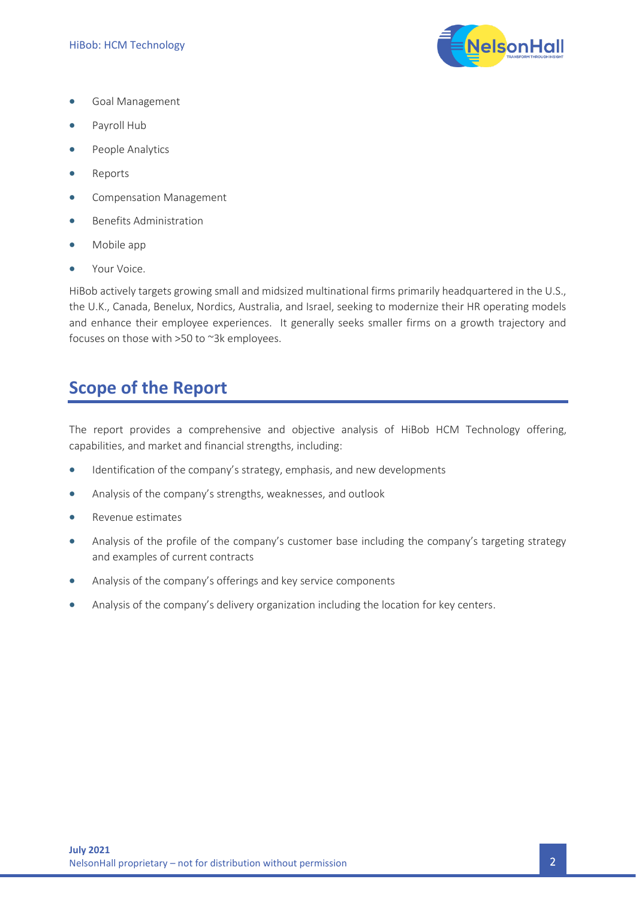- Goal Management
- Payroll Hub
- People Analytics
- Reports
- Compensation Management
- Benefits Administration
- Mobile app
- Your Voice.

HiBob actively targets growing small and midsized multinational firms primarily headquartered in the U.S., the U.K., Canada, Benelux, Nordics, Australia, and Israel, seeking to modernize their HR operating models and enhance their employee experiences. It generally seeks smaller firms on a growth trajectory and focuses on those with >50 to ~3k employees.

## Scope of the Report

The report provides a comprehensive and objective analysis of HiBob HCM Technology offering, capabilities, and market and financial strengths, including:

- Identification of the company's strategy, emphasis, and new developments
- Analysis of the company's strengths, weaknesses, and outlook
- Revenue estimates
- Analysis of the profile of the company's customer base including the company's targeting strategy and examples of current contracts
- Analysis of the company's offerings and key service components
- Analysis of the company's delivery organization including the location for key centers.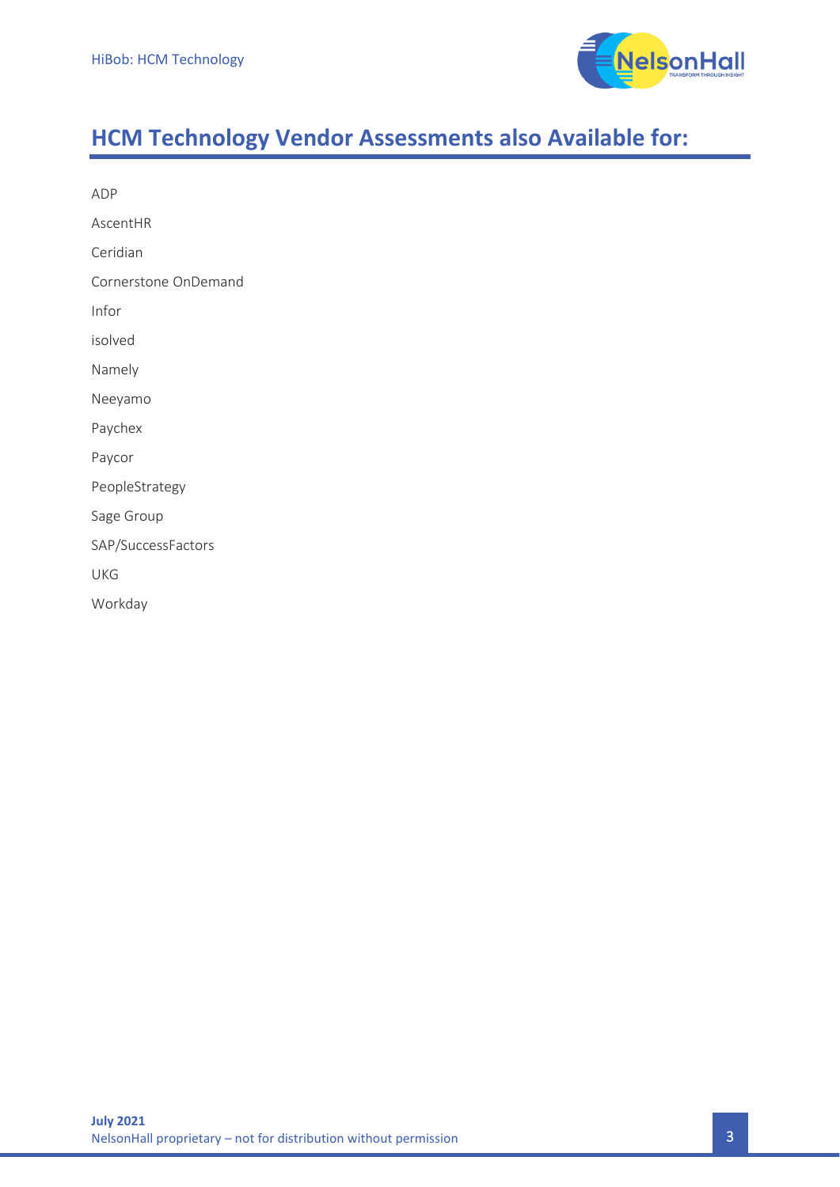## HCM Technology Vendor Assessments also Available for:

ADP

AscentHR

Ceridian

Cornerstone OnDemand

Infor

isolved

Namely

Neeyamo

Paychex

Paycor

PeopleStrategy

Sage Group

SAP/SuccessFactors

UKG

Workday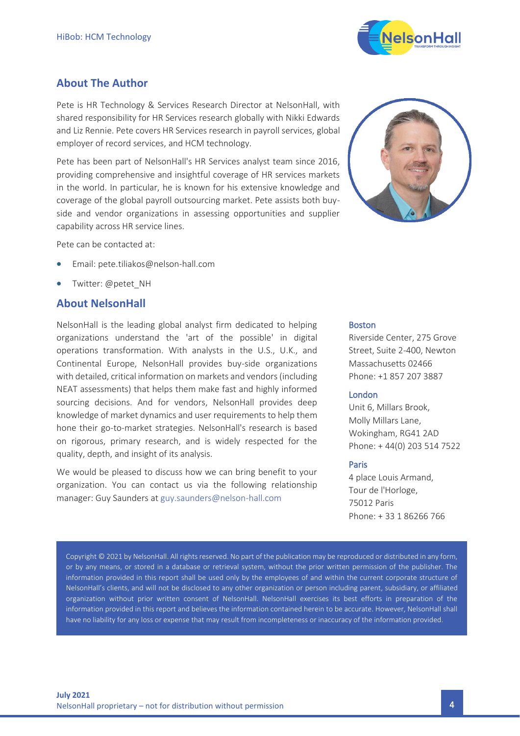## About The Author

Pete is HR Technology & Services Research Director at NelsonHall, with shared responsibility for HR Services research globally with Nikki Edwards and Liz Rennie. Pete covers HR Services research in payroll services, global employer of record services, and HCM technology.

Pete has been part of NelsonHall's HR Services analyst team since 2016, providing comprehensive and insightful coverage of HR services markets in the world. In particular, he is known for his extensive knowledge and coverage of the global payroll outsourcing market. Pete assists both buy-side and vendor organizations in assessing opportunities and supplier capability across HR service lines.

Pete can be contacted at:

- Email: pete.tiliakos@nelson-hall.com
- Twitter: @petet_NH

## About NelsonHall

NelsonHall is the leading global analyst firm dedicated to helping organizations understand the 'art of the possible' in digital operations transformation. With analysts in the U.S., U.K., and Continental Europe, NelsonHall provides buy-side organizations with detailed, critical information on markets and vendors (including NEAT assessments) that helps them make fast and highly informed sourcing decisions. And for vendors, NelsonHall provides deep knowledge of market dynamics and user requirements to help them hone their go-to-market strategies. NelsonHall's research is based on rigorous, primary research, and is widely respected for the quality, depth, and insight of its analysis.

We would be pleased to discuss how we can bring benefit to your organization. You can contact us via the following relationship manager: Guy Saunders at guy.saunders@nelson-hall.com

**Boston**
Riverside Center, 275 Grove Street, Suite 2-400, Newton Massachusetts 02466
Phone: +1 857 207 3887

**London**
Unit 6, Millars Brook,
Molly Millars Lane,
Wokingham, RG41 2AD
Phone: + 44(0) 203 514 7522

**Paris**
4 place Louis Armand,
Tour de l'Horloge,
75012 Paris
Phone: + 33 1 86266 766

Copyright © 2021 by NelsonHall. All rights reserved. No part of the publication may be reproduced or distributed in any form, or by any means, or stored in a database or retrieval system, without the prior written permission of the publisher. The information provided in this report shall be used only by the employees of and within the current corporate structure of NelsonHall's clients, and will not be disclosed to any other organization or person including parent, subsidiary, or affiliated organization without prior written consent of NelsonHall. NelsonHall exercises its best efforts in preparation of the information provided in this report and believes the information contained herein to be accurate. However, NelsonHall shall have no liability for any loss or expense that may result from incompleteness or inaccuracy of the information provided.